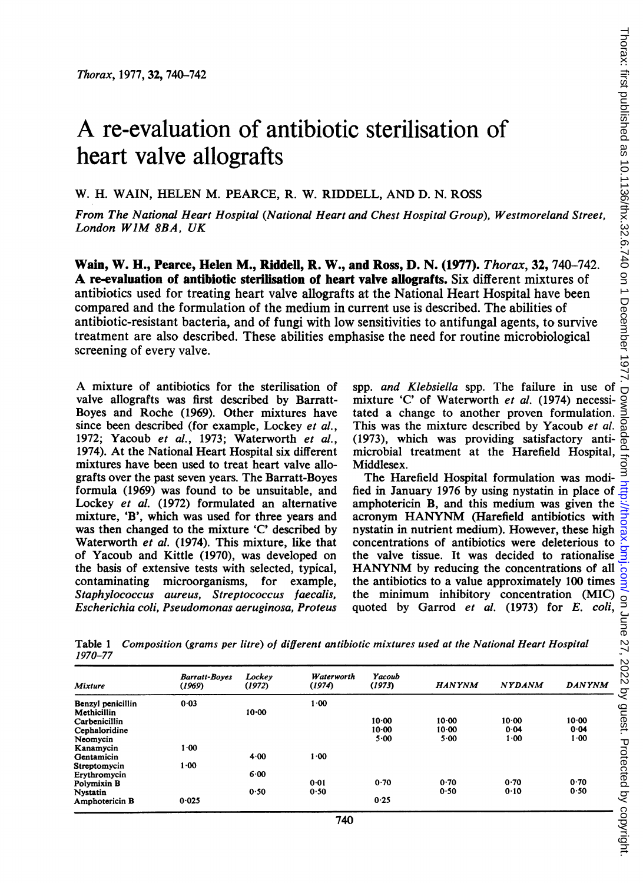# A re-evaluation of antibiotic sterilisation of heart valve allografts

W. H. WAIN, HELEN M. PEARCE, R. W. RIDDELL, AND D. N. ROSS

*From The National Heart Hospital (National Heart and Chest Hospital Group), Westmoreland Street, London W1M 8BA, UK*

**Wain, W. H., Pearce, Helen M., Riddell, R. W., and Ross, D. N. (1977).** *Thorax*, **32**, 740–742. **A re-evaluation of antibiotic sterilisation of heart valve allografts.** Six different mixtures of antibiotics used for treating heart valve allografts at the National Heart Hospital have been compared and the formulation of the medium in current use is described. The abilities of antibiotic-resistant bacteria, and of fungi with low sensitivities to antifungal agents, to survive treatment are also described. These abilities emphasise the need for routine microbiological screening of every valve.

A mixture of antibiotics for the sterilisation of valve allografts was first described by Barratt-Boyes and Roche (1969). Other mixtures have since been described (for example, Lockey *et al.*, 1972; Yacoub *et al.*, 1973; Waterworth *et al.*, 1974). At the National Heart Hospital six different mixtures have been used to treat heart valve allografts over the past seven years. The Barratt-Boyes formula (1969) was found to be unsuitable, and Lockey *et al.* (1972) formulated an alternative mixture, 'B', which was used for three years and was then changed to the mixture 'C' described by Waterworth *et al.* (1974). This mixture, like that of Yacoub and Kittle (1970), was developed on the basis of extensive tests with selected, typical, contaminating microorganisms, for example, *Staphylococcus aureus*, *Streptococcus faecalis*, *Escherichia coli*, *Pseudomonas aeruginosa*, *Proteus* spp. *and Klebsiella* spp. The failure in use of mixture 'C' of Waterworth *et al.* (1974) necessitated a change to another proven formulation. This was the mixture described by Yacoub *et al.* (1973), which was providing satisfactory antimicrobial treatment at the Harefield Hospital, Middlesex.

The Harefield Hospital formulation was modified in January 1976 by using nystatin in place of amphotericin B, and this medium was given the acronym HANYNM (Harefield antibiotics with nystatin in nutrient medium). However, these high concentrations of antibiotics were deleterious to the valve tissue. It was decided to rationalise HANYNM by reducing the concentrations of all the antibiotics to a value approximately 100 times the minimum inhibitory concentration (MIC) quoted by Garrod *et al.* (1973) for *E. coli*,

Table 1 *Composition (grams per litre) of different antibiotic mixtures used at the National Heart Hospital 1970–77*

| Mixture | Barratt-Boyes (1969) | Lockey (1972) | Waterworth (1974) | Yacoub (1973) | HANYNM | NYDANM | DANYNM |
|---|---|---|---|---|---|---|---|
| Benzyl penicillin | 0·03 | | 1·00 | | | | |
| Methicillin | | 10·00 | | | | | |
| Carbenicillin | | | | 10·00 | 10·00 | 10·00 | 10·00 |
| Cephaloridine | | | | 10·00 | 10·00 | 0·04 | 0·04 |
| Neomycin | | | | 5·00 | 5·00 | 1·00 | 1·00 |
| Kanamycin | 1·00 | | | | | | |
| Gentamicin | | 4·00 | 1·00 | | | | |
| Streptomycin | 1·00 | | | | | | |
| Erythromycin | | 6·00 | | | | | |
| Polymixin B | | | 0·01 | 0·70 | 0·70 | 0·70 | 0·70 |
| Nystatin | | 0·50 | 0·50 | | 0·50 | 0·10 | 0·50 |
| Amphotericin B | 0·025 | | | 0·25 | | | |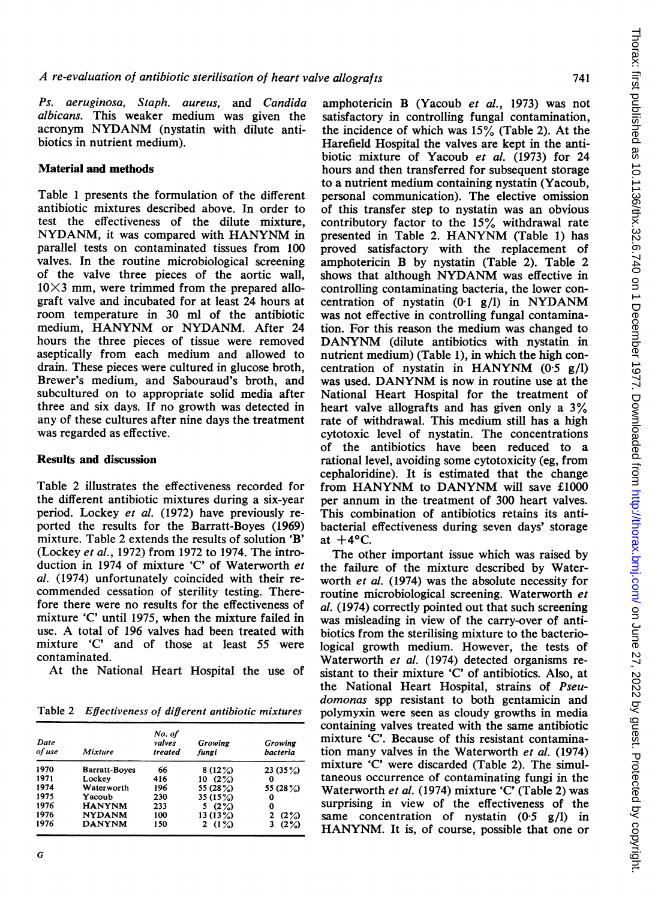*Ps. aeruginosa*, *Staph. aureus*, and *Candida albicans*. This weaker medium was given the acronym NYDANM (nystatin with dilute antibiotics in nutrient medium).

## Material and methods

Table 1 presents the formulation of the different antibiotic mixtures described above. In order to test the effectiveness of the dilute mixture, NYDANM, it was compared with HANYNM in parallel tests on contaminated tissues from 100 valves. In the routine microbiological screening of the valve three pieces of the aortic wall, $10 \times 3$ mm, were trimmed from the prepared allograft valve and incubated for at least 24 hours at room temperature in 30 ml of the antibiotic medium, HANYNM or NYDANM. After 24 hours the three pieces of tissue were removed aseptically from each medium and allowed to drain. These pieces were cultured in glucose broth, Brewer's medium, and Sabouraud's broth, and subcultured on to appropriate solid media after three and six days. If no growth was detected in any of these cultures after nine days the treatment was regarded as effective.

## Results and discussion

Table 2 illustrates the effectiveness recorded for the different antibiotic mixtures during a six-year period. Lockey *et al.* (1972) have previously reported the results for the Barratt-Boyes (1969) mixture. Table 2 extends the results of solution 'B' (Lockey *et al.*, 1972) from 1972 to 1974. The introduction in 1974 of mixture 'C' of Waterworth *et al.* (1974) unfortunately coincided with their recommended cessation of sterility testing. Therefore there were no results for the effectiveness of mixture 'C' until 1975, when the mixture failed in use. A total of 196 valves had been treated with mixture 'C' and of those at least 55 were contaminated.

At the National Heart Hospital the use of amphotericin B (Yacoub *et al.*, 1973) was not satisfactory in controlling fungal contamination, the incidence of which was 15% (Table 2). At the Harefield Hospital the valves are kept in the antibiotic mixture of Yacoub *et al.* (1973) for 24 hours and then transferred for subsequent storage to a nutrient medium containing nystatin (Yacoub, personal communication). The elective omission of this transfer step to nystatin was an obvious contributory factor to the 15% withdrawal rate presented in Table 2. HANYNM (Table 1) has proved satisfactory with the replacement of amphotericin B by nystatin (Table 2). Table 2 shows that although NYDANM was effective in controlling contaminating bacteria, the lower concentration of nystatin (0·1 g/l) in NYDANM was not effective in controlling fungal contamination. For this reason the medium was changed to DANYNM (dilute antibiotics with nystatin in nutrient medium) (Table 1), in which the high concentration of nystatin in HANYNM (0·5 g/l) was used. DANYNM is now in routine use at the National Heart Hospital for the treatment of heart valve allografts and has given only a 3% rate of withdrawal. This medium still has a high cytotoxic level of nystatin. The concentrations of the antibiotics have been reduced to a rational level, avoiding some cytotoxicity (eg, from cephaloridine). It is estimated that the change from HANYNM to DANYNM will save £1000 per annum in the treatment of 300 heart valves. This combination of antibiotics retains its antibacterial effectiveness during seven days' storage at +4°C.

The other important issue which was raised by the failure of the mixture described by Waterworth *et al.* (1974) was the absolute necessity for routine microbiological screening. Waterworth *et al.* (1974) correctly pointed out that such screening was misleading in view of the carry-over of antibiotics from the sterilising mixture to the bacteriological growth medium. However, the tests of Waterworth *et al.* (1974) detected organisms resistant to their mixture 'C' of antibiotics. Also, at the National Heart Hospital, strains of *Pseudomonas* spp resistant to both gentamicin and polymyxin were seen as cloudy growths in media containing valves treated with the same antibiotic mixture 'C'. Because of this resistant contamination many valves in the Waterworth *et al.* (1974) mixture 'C' were discarded (Table 2). The simultaneous occurrence of contaminating fungi in the Waterworth *et al.* (1974) mixture 'C' (Table 2) was surprising in view of the effectiveness of the same concentration of nystatin (0·5 g/l) in HANYNM. It is, of course, possible that one or

Table 2 *Effectiveness of different antibiotic mixtures*

| Date of use | Mixture | No. of valves treated | Growing fungi | Growing bacteria |
|---|---|---|---|---|
| 1970 | Barratt-Boyes | 66 | 8 (12%) | 23 (35%) |
| 1971 | Lockey | 416 | 10 (2%) | 0 |
| 1974 | Waterworth | 196 | 55 (28%) | 55 (28%) |
| 1975 | Yacoub | 230 | 35 (15%) | 0 |
| 1976 | HANYNM | 233 | 5 (2%) | 0 |
| 1976 | NYDANM | 100 | 13 (13%) | 2 (2%) |
| 1976 | DANYNM | 150 | 2 (1%) | 3 (2%) |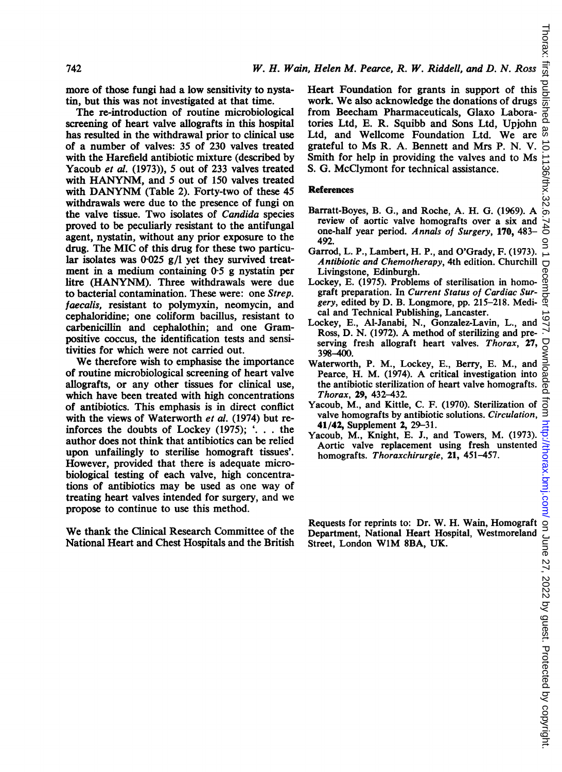more of those fungi had a low sensitivity to nystatin, but this was not investigated at that time.

The re-introduction of routine microbiological screening of heart valve allografts in this hospital has resulted in the withdrawal prior to clinical use of a number of valves: 35 of 230 valves treated with the Harefield antibiotic mixture (described by Yacoub *et al.* (1973)), 5 out of 233 valves treated with HANYNM, and 5 out of 150 valves treated with DANYNM (Table 2). Forty-two of these 45 withdrawals were due to the presence of fungi on the valve tissue. Two isolates of *Candida* species proved to be peculiarly resistant to the antifungal agent, nystatin, without any prior exposure to the drug. The MIC of this drug for these two particular isolates was 0·025 g/l yet they survived treatment in a medium containing 0·5 g nystatin per litre (HANYNM). Three withdrawals were due to bacterial contamination. These were: one *Strep. faecalis*, resistant to polymyxin, neomycin, and cephaloridine; one coliform bacillus, resistant to carbenicillin and cephalothin; and one Gram-positive coccus, the identification tests and sensitivities for which were not carried out.

We therefore wish to emphasise the importance of routine microbiological screening of heart valve allografts, or any other tissues for clinical use, which have been treated with high concentrations of antibiotics. This emphasis is in direct conflict with the views of Waterworth *et al.* (1974) but reinforces the doubts of Lockey (1975); '. . . the author does not think that antibiotics can be relied upon unfailingly to sterilise homograft tissues'. However, provided that there is adequate microbiological testing of each valve, high concentrations of antibiotics may be used as one way of treating heart valves intended for surgery, and we propose to continue to use this method.

We thank the Clinical Research Committee of the National Heart and Chest Hospitals and the British Heart Foundation for grants in support of this work. We also acknowledge the donations of drugs from Beecham Pharmaceuticals, Glaxo Laboratories Ltd, E. R. Squibb and Sons Ltd, Upjohn Ltd, and Wellcome Foundation Ltd. We are grateful to Ms R. A. Bennett and Mrs P. N. V. Smith for help in providing the valves and to Ms S. G. McClymont for technical assistance.

## References

Barratt-Boyes, B. G., and Roche, A. H. G. (1969). A review of aortic valve homografts over a six and one-half year period. *Annals of Surgery*, **170**, 483–492.

Garrod, L. P., Lambert, H. P., and O'Grady, F. (1973). *Antibiotic and Chemotherapy*, 4th edition. Churchill Livingstone, Edinburgh.

Lockey, E. (1975). Problems of sterilisation in homograft preparation. In *Current Status of Cardiac Surgery*, edited by D. B. Longmore, pp. 215–218. Medical and Technical Publishing, Lancaster.

Lockey, E., Al-Janabi, N., Gonzalez-Lavin, L., and Ross, D. N. (1972). A method of sterilizing and preserving fresh allograft heart valves. *Thorax*, **27**, 398–400.

Waterworth, P. M., Lockey, E., Berry, E. M., and Pearce, H. M. (1974). A critical investigation into the antibiotic sterilization of heart valve homografts. *Thorax*, **29**, 432–432.

Yacoub, M., and Kittle, C. F. (1970). Sterilization of valve homografts by antibiotic solutions. *Circulation*, **41/42**, Supplement **2**, 29–31.

Yacoub, M., Knight, E. J., and Towers, M. (1973). Aortic valve replacement using fresh unstented homografts. *Thoraxchirurgie*, **21**, 451–457.

Requests for reprints to: Dr. W. H. Wain, Homograft Department, National Heart Hospital, Westmoreland Street, London W1M 8BA, UK.